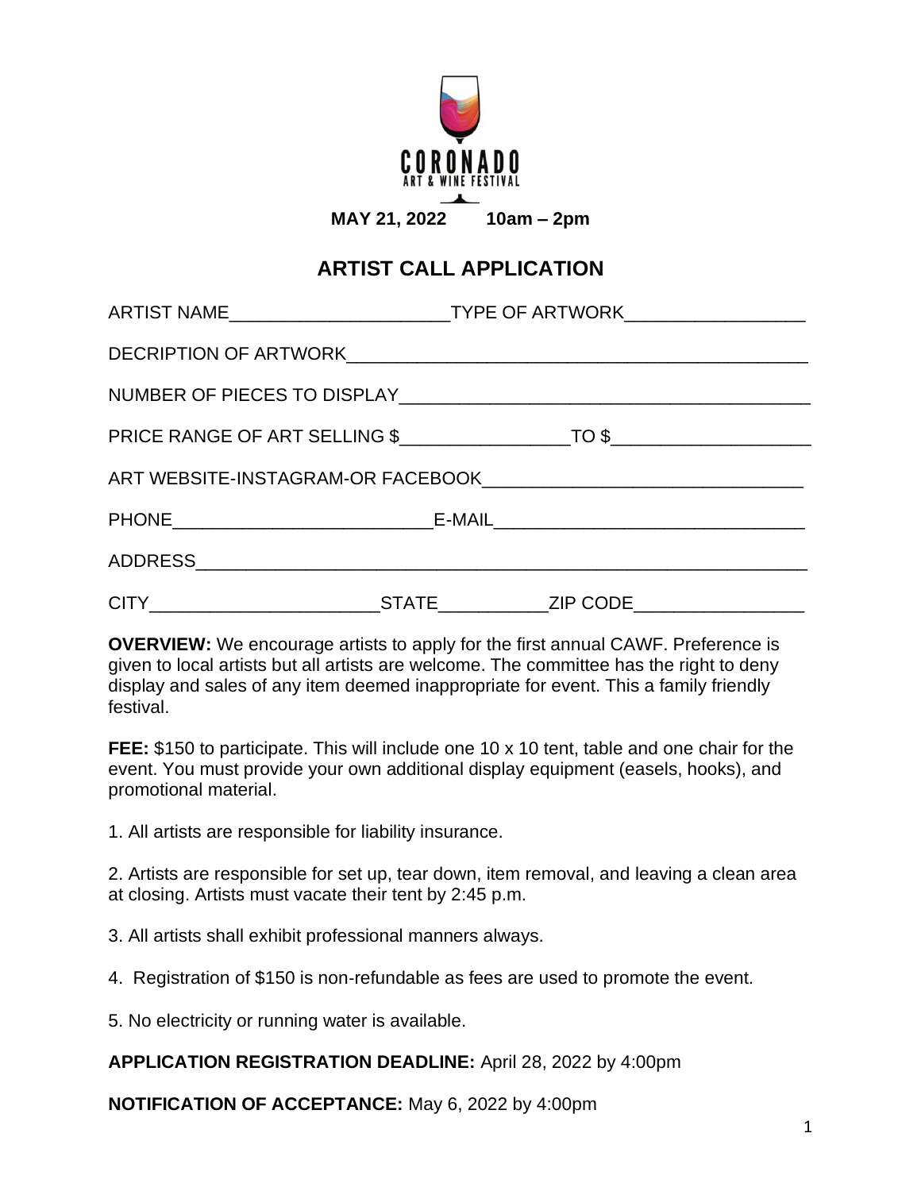CORONADO
ART & WINE FESTIVAL

**MAY 21, 2022 10am – 2pm**

## ARTIST CALL APPLICATION

ARTIST NAME______________________TYPE OF ARTWORK__________________

DECRIPTION OF ARTWORK_______________________________________________

NUMBER OF PIECES TO DISPLAY__________________________________________

PRICE RANGE OF ART SELLING $_________________TO $____________________

ART WEBSITE-INSTAGRAM-OR FACEBOOK________________________________

PHONE__________________________E-MAIL_______________________________

ADDRESS_______________________________________________________________

CITY_______________________STATE___________ZIP CODE_________________

**OVERVIEW:** We encourage artists to apply for the first annual CAWF. Preference is given to local artists but all artists are welcome. The committee has the right to deny display and sales of any item deemed inappropriate for event. This a family friendly festival.

**FEE:** $150 to participate. This will include one 10 x 10 tent, table and one chair for the event. You must provide your own additional display equipment (easels, hooks), and promotional material.

1. All artists are responsible for liability insurance.

2. Artists are responsible for set up, tear down, item removal, and leaving a clean area at closing. Artists must vacate their tent by 2:45 p.m.

3. All artists shall exhibit professional manners always.

4. Registration of $150 is non-refundable as fees are used to promote the event.

5. No electricity or running water is available.

**APPLICATION REGISTRATION DEADLINE:** April 28, 2022 by 4:00pm

**NOTIFICATION OF ACCEPTANCE:** May 6, 2022 by 4:00pm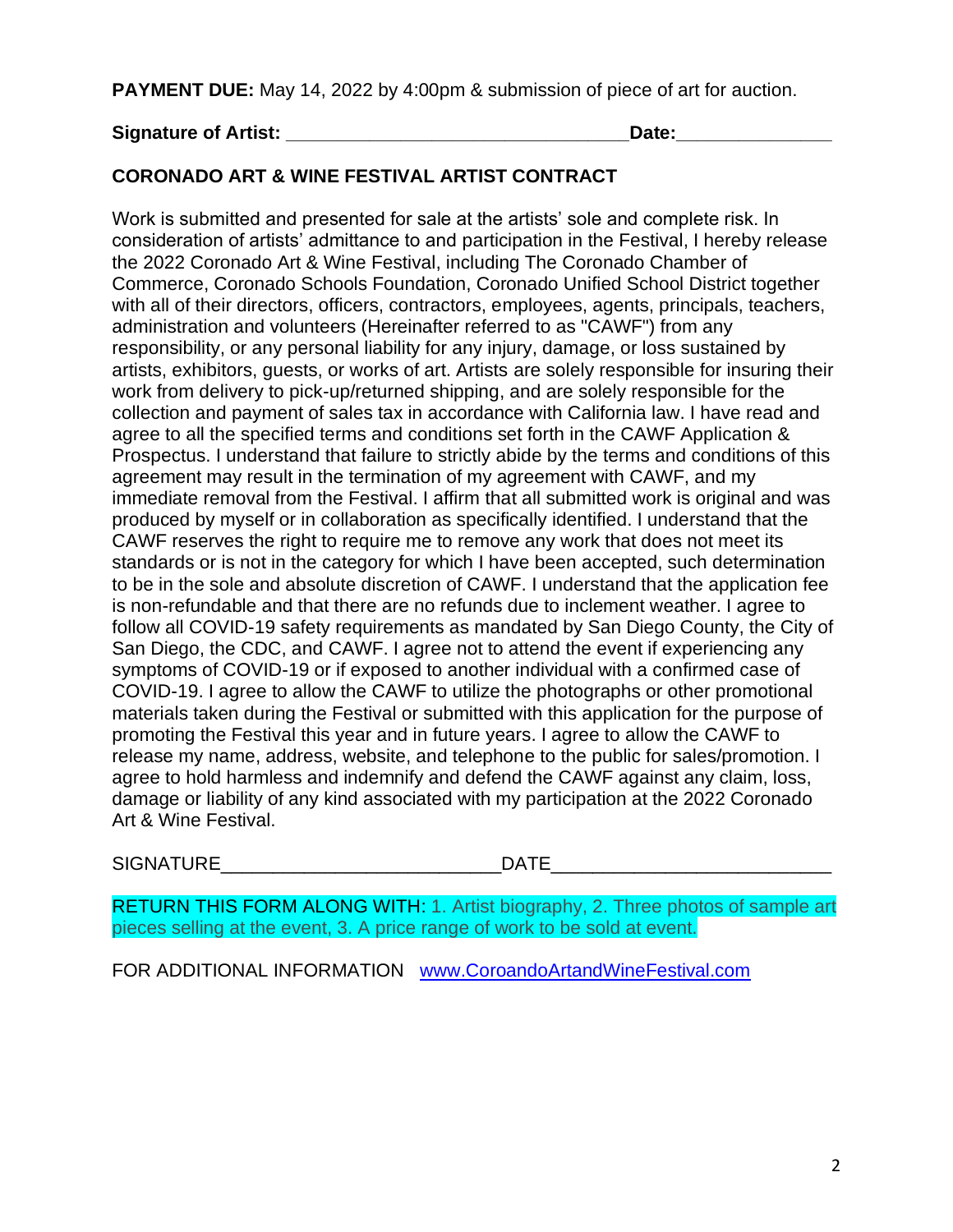**PAYMENT DUE:** May 14, 2022 by 4:00pm & submission of piece of art for auction.

**Signature of Artist: \_\_\_\_\_\_\_\_\_\_\_\_\_\_\_\_\_\_\_\_\_\_\_\_\_\_\_\_\_\_\_\_Date:\_\_\_\_\_\_\_\_\_\_\_\_\_\_\_**

## CORONADO ART & WINE FESTIVAL ARTIST CONTRACT

Work is submitted and presented for sale at the artists' sole and complete risk. In consideration of artists' admittance to and participation in the Festival, I hereby release the 2022 Coronado Art & Wine Festival, including The Coronado Chamber of Commerce, Coronado Schools Foundation, Coronado Unified School District together with all of their directors, officers, contractors, employees, agents, principals, teachers, administration and volunteers (Hereinafter referred to as "CAWF") from any responsibility, or any personal liability for any injury, damage, or loss sustained by artists, exhibitors, guests, or works of art. Artists are solely responsible for insuring their work from delivery to pick-up/returned shipping, and are solely responsible for the collection and payment of sales tax in accordance with California law. I have read and agree to all the specified terms and conditions set forth in the CAWF Application & Prospectus. I understand that failure to strictly abide by the terms and conditions of this agreement may result in the termination of my agreement with CAWF, and my immediate removal from the Festival. I affirm that all submitted work is original and was produced by myself or in collaboration as specifically identified. I understand that the CAWF reserves the right to require me to remove any work that does not meet its standards or is not in the category for which I have been accepted, such determination to be in the sole and absolute discretion of CAWF. I understand that the application fee is non-refundable and that there are no refunds due to inclement weather. I agree to follow all COVID-19 safety requirements as mandated by San Diego County, the City of San Diego, the CDC, and CAWF. I agree not to attend the event if experiencing any symptoms of COVID-19 or if exposed to another individual with a confirmed case of COVID-19. I agree to allow the CAWF to utilize the photographs or other promotional materials taken during the Festival or submitted with this application for the purpose of promoting the Festival this year and in future years. I agree to allow the CAWF to release my name, address, website, and telephone to the public for sales/promotion. I agree to hold harmless and indemnify and defend the CAWF against any claim, loss, damage or liability of any kind associated with my participation at the 2022 Coronado Art & Wine Festival.

SIGNATURE\_\_\_\_\_\_\_\_\_\_\_\_\_\_\_\_\_\_\_\_\_\_\_\_\_\_DATE\_\_\_\_\_\_\_\_\_\_\_\_\_\_\_\_\_\_\_\_\_\_\_\_\_\_

RETURN THIS FORM ALONG WITH: 1. Artist biography, 2. Three photos of sample art pieces selling at the event, 3. A price range of work to be sold at event.

FOR ADDITIONAL INFORMATION [www.CoroandoArtandWineFestival.com](http://www.CoroandoArtandWineFestival.com)